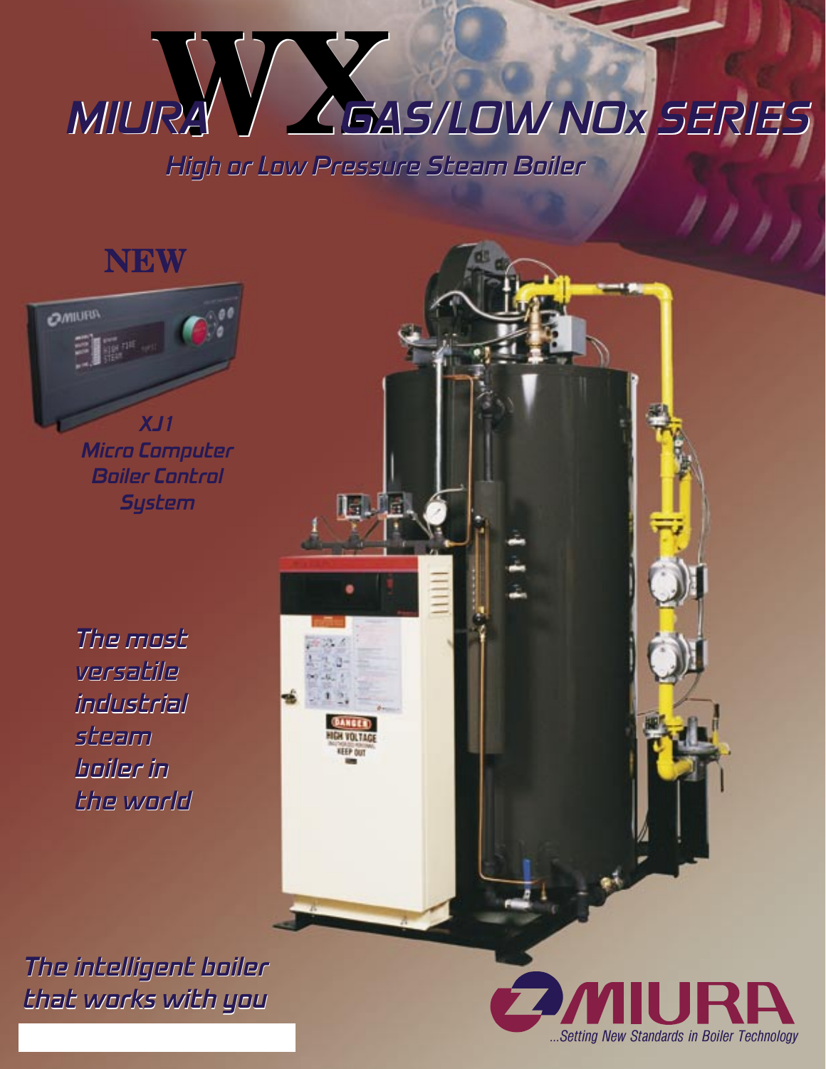# MIURA WX GAS/LOW NOx SERIES

## High or Low Pressure Steam Boiler

**NEW**

*XJ1 Micro Computer Boiler Control System*

*The most versatile industrial steam boiler in the world*

*The intelligent boiler that works with you*

MIURA

...Setting New Standards in Boiler Technology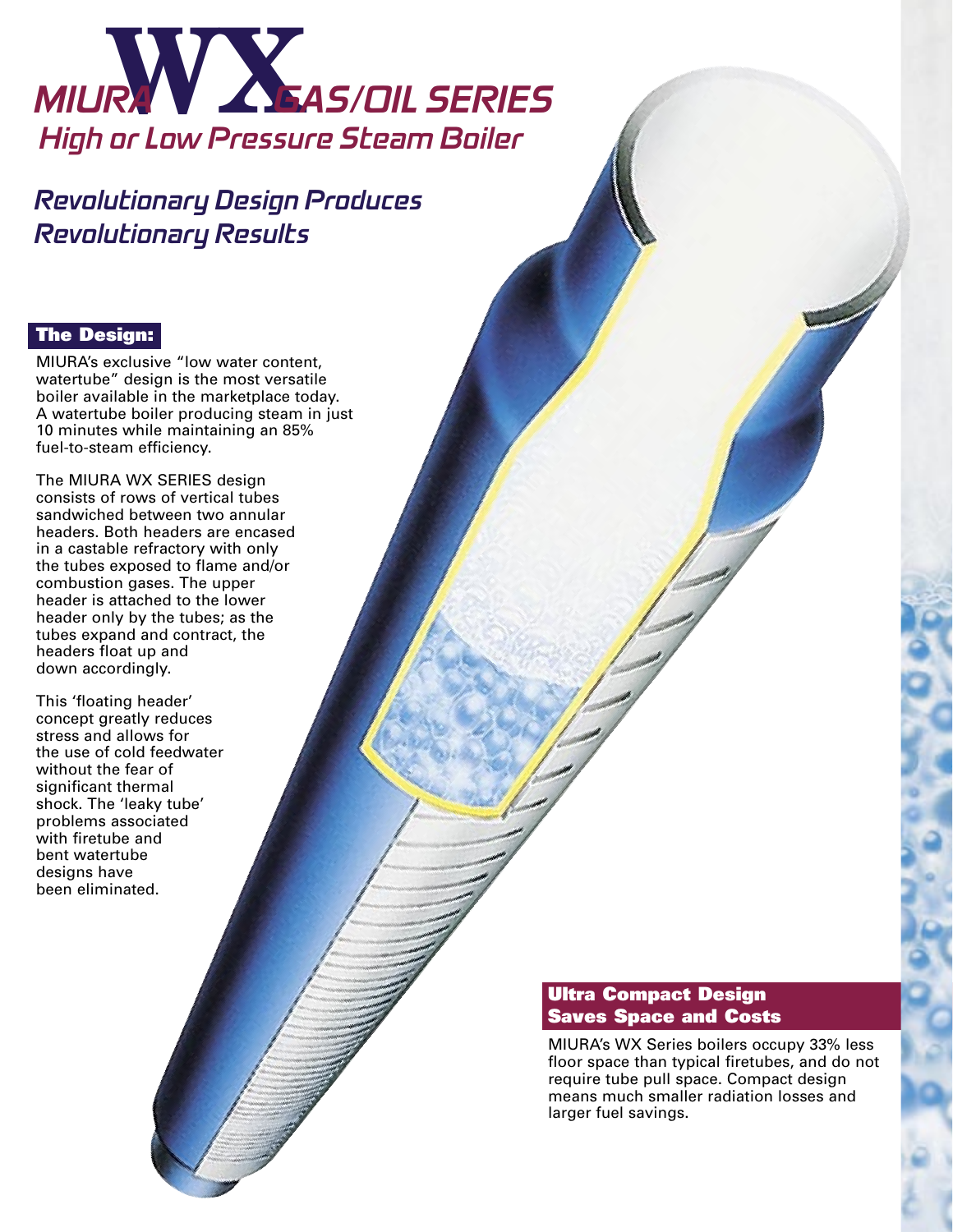# MIURA WX GAS/OIL SERIES

## High or Low Pressure Steam Boiler

## Revolutionary Design Produces Revolutionary Results

### The Design:

MIURA's exclusive "low water content, watertube" design is the most versatile boiler available in the marketplace today. A watertube boiler producing steam in just 10 minutes while maintaining an 85% fuel-to-steam efficiency.

The MIURA WX SERIES design consists of rows of vertical tubes sandwiched between two annular headers. Both headers are encased in a castable refractory with only the tubes exposed to flame and/or combustion gases. The upper header is attached to the lower header only by the tubes; as the tubes expand and contract, the headers float up and down accordingly.

This 'floating header' concept greatly reduces stress and allows for the use of cold feedwater without the fear of significant thermal shock. The 'leaky tube' problems associated with firetube and bent watertube designs have been eliminated.

### Ultra Compact Design Saves Space and Costs

MIURA's WX Series boilers occupy 33% less floor space than typical firetubes, and do not require tube pull space. Compact design means much smaller radiation losses and larger fuel savings.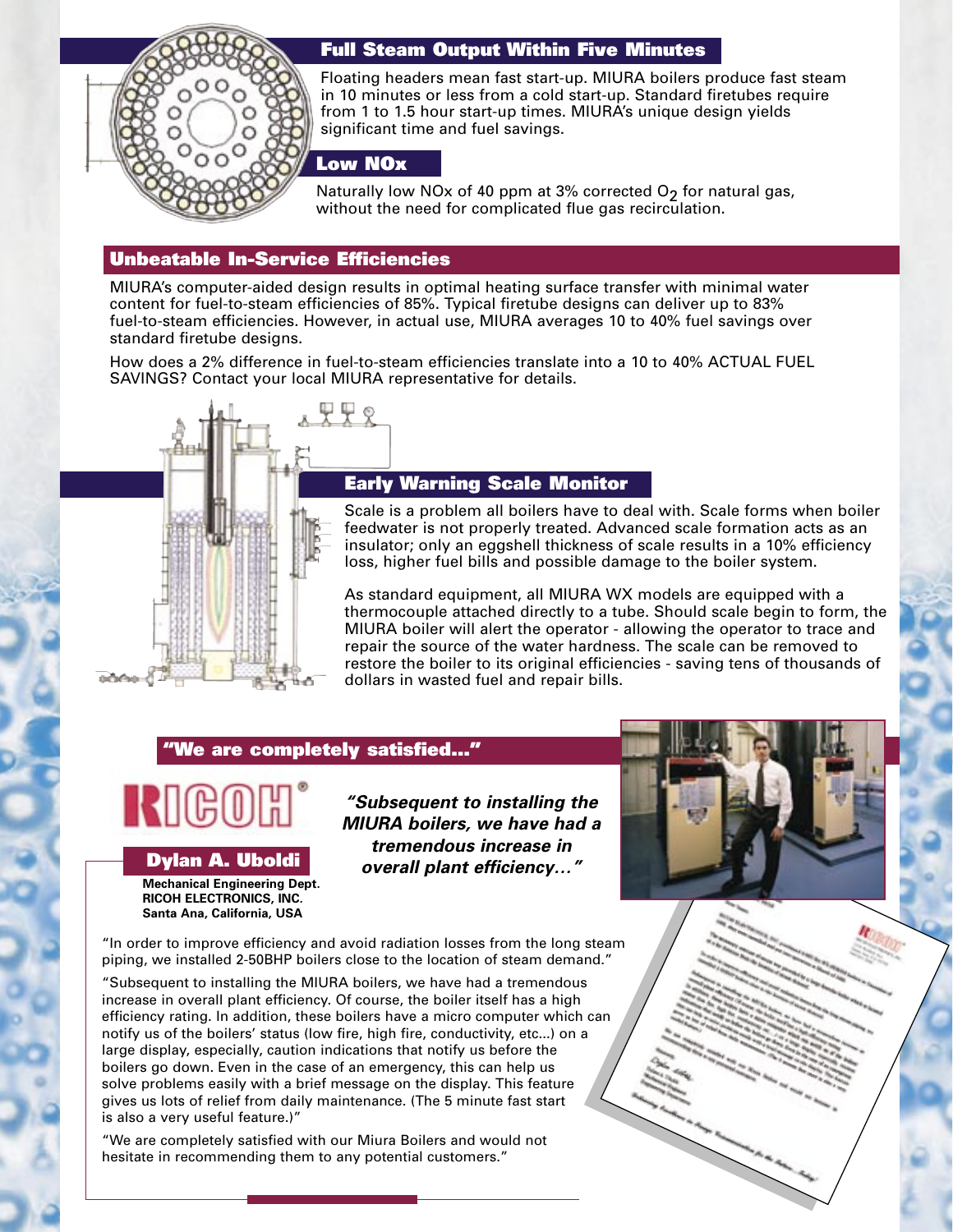## Full Steam Output Within Five Minutes

Floating headers mean fast start-up. MIURA boilers produce fast steam in 10 minutes or less from a cold start-up. Standard firetubes require from 1 to 1.5 hour start-up times. MIURA's unique design yields significant time and fuel savings.

## Low NOx

Naturally low NOx of 40 ppm at 3% corrected $O_2$ for natural gas, without the need for complicated flue gas recirculation.

## Unbeatable In-Service Efficiencies

MIURA's computer-aided design results in optimal heating surface transfer with minimal water content for fuel-to-steam efficiencies of 85%. Typical firetube designs can deliver up to 83% fuel-to-steam efficiencies. However, in actual use, MIURA averages 10 to 40% fuel savings over standard firetube designs.

How does a 2% difference in fuel-to-steam efficiencies translate into a 10 to 40% ACTUAL FUEL SAVINGS? Contact your local MIURA representative for details.

## Early Warning Scale Monitor

Scale is a problem all boilers have to deal with. Scale forms when boiler feedwater is not properly treated. Advanced scale formation acts as an insulator; only an eggshell thickness of scale results in a 10% efficiency loss, higher fuel bills and possible damage to the boiler system.

As standard equipment, all MIURA WX models are equipped with a thermocouple attached directly to a tube. Should scale begin to form, the MIURA boiler will alert the operator - allowing the operator to trace and repair the source of the water hardness. The scale can be removed to restore the boiler to its original efficiencies - saving tens of thousands of dollars in wasted fuel and repair bills.

## "We are completely satisfied..."

RICOH®

**Dylan A. Uboldi**

**Mechanical Engineering Dept.**
**RICOH ELECTRONICS, INC.**
**Santa Ana, California, USA**

***"Subsequent to installing the MIURA boilers, we have had a tremendous increase in overall plant efficiency..."***

"In order to improve efficiency and avoid radiation losses from the long steam piping, we installed 2-50BHP boilers close to the location of steam demand."

"Subsequent to installing the MIURA boilers, we have had a tremendous increase in overall plant efficiency. Of course, the boiler itself has a high efficiency rating. In addition, these boilers have a micro computer which can notify us of the boilers' status (low fire, high fire, conductivity, etc...) on a large display, especially, caution indications that notify us before the boilers go down. Even in the case of an emergency, this can help us solve problems easily with a brief message on the display. This feature gives us lots of relief from daily maintenance. (The 5 minute fast start is also a very useful feature.)"

"We are completely satisfied with our Miura Boilers and would not hesitate in recommending them to any potential customers."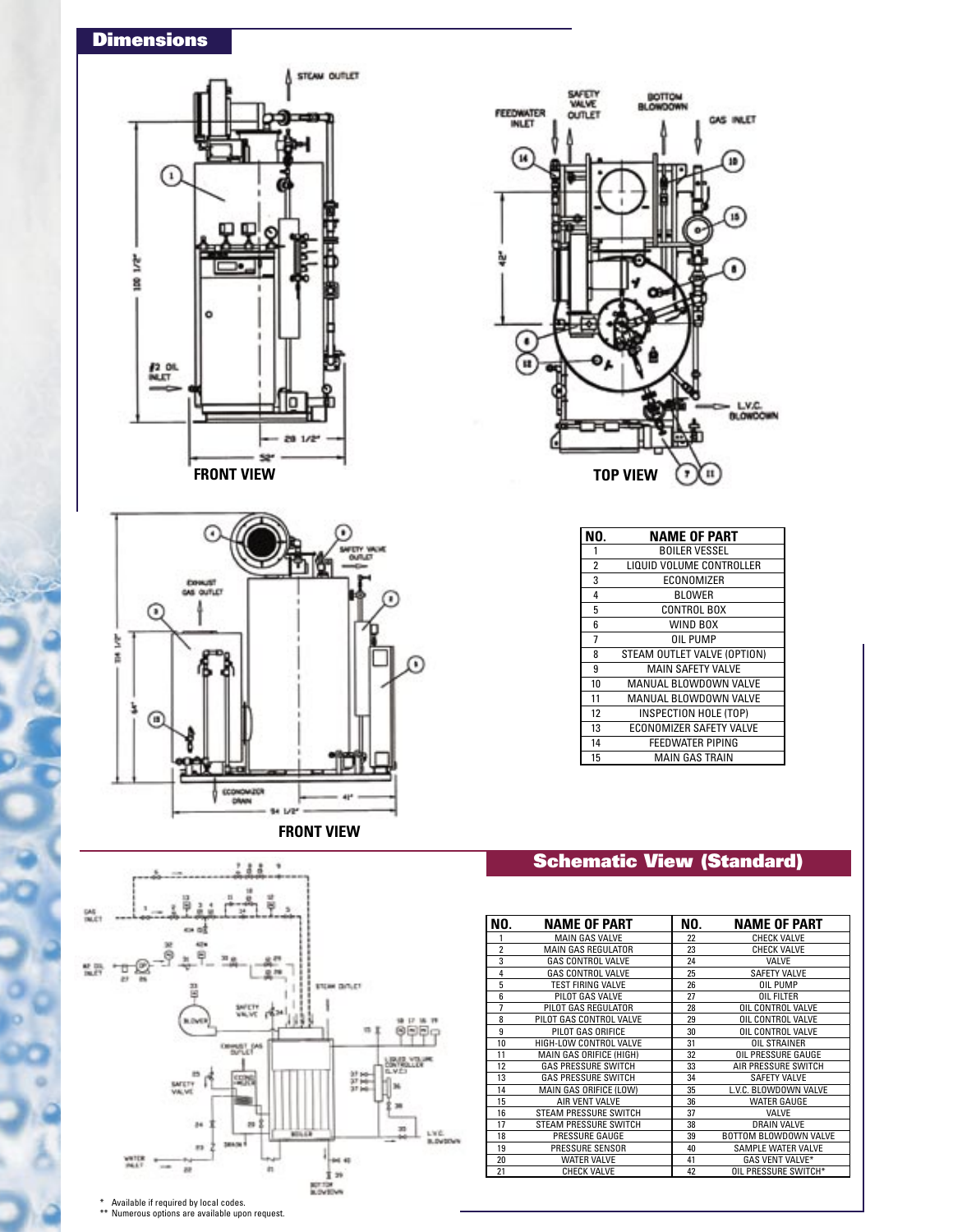## Dimensions

FRONT VIEW

TOP VIEW

FRONT VIEW

| NO. | NAME OF PART |
|---|---|
| 1 | BOILER VESSEL |
| 2 | LIQUID VOLUME CONTROLLER |
| 3 | ECONOMIZER |
| 4 | BLOWER |
| 5 | CONTROL BOX |
| 6 | WIND BOX |
| 7 | OIL PUMP |
| 8 | STEAM OUTLET VALVE (OPTION) |
| 9 | MAIN SAFETY VALVE |
| 10 | MANUAL BLOWDOWN VALVE |
| 11 | MANUAL BLOWDOWN VALVE |
| 12 | INSPECTION HOLE (TOP) |
| 13 | ECONOMIZER SAFETY VALVE |
| 14 | FEEDWATER PIPING |
| 15 | MAIN GAS TRAIN |

## Schematic View (Standard)

| NO. | NAME OF PART | NO. | NAME OF PART |
|---|---|---|---|
| 1 | MAIN GAS VALVE | 22 | CHECK VALVE |
| 2 | MAIN GAS REGULATOR | 23 | CHECK VALVE |
| 3 | GAS CONTROL VALVE | 24 | VALVE |
| 4 | GAS CONTROL VALVE | 25 | SAFETY VALVE |
| 5 | TEST FIRING VALVE | 26 | OIL PUMP |
| 6 | PILOT GAS VALVE | 27 | OIL FILTER |
| 7 | PILOT GAS REGULATOR | 28 | OIL CONTROL VALVE |
| 8 | PILOT GAS CONTROL VALVE | 29 | OIL CONTROL VALVE |
| 9 | PILOT GAS ORIFICE | 30 | OIL CONTROL VALVE |
| 10 | HIGH-LOW CONTROL VALVE | 31 | OIL STRAINER |
| 11 | MAIN GAS ORIFICE (HIGH) | 32 | OIL PRESSURE GAUGE |
| 12 | GAS PRESSURE SWITCH | 33 | AIR PRESSURE SWITCH |
| 13 | GAS PRESSURE SWITCH | 34 | SAFETY VALVE |
| 14 | MAIN GAS ORIFICE (LOW) | 35 | L.V.C. BLOWDOWN VALVE |
| 15 | AIR VENT VALVE | 36 | WATER GAUGE |
| 16 | STEAM PRESSURE SWITCH | 37 | VALVE |
| 17 | STEAM PRESSURE SWITCH | 38 | DRAIN VALVE |
| 18 | PRESSURE GAUGE | 39 | BOTTOM BLOWDOWN VALVE |
| 19 | PRESSURE SENSOR | 40 | SAMPLE WATER VALVE |
| 20 | WATER VALVE | 41 | GAS VENT VALVE* |
| 21 | CHECK VALVE | 42 | OIL PRESSURE SWITCH* |

\* Available if required by local codes.
\*\* Numerous options are available upon request.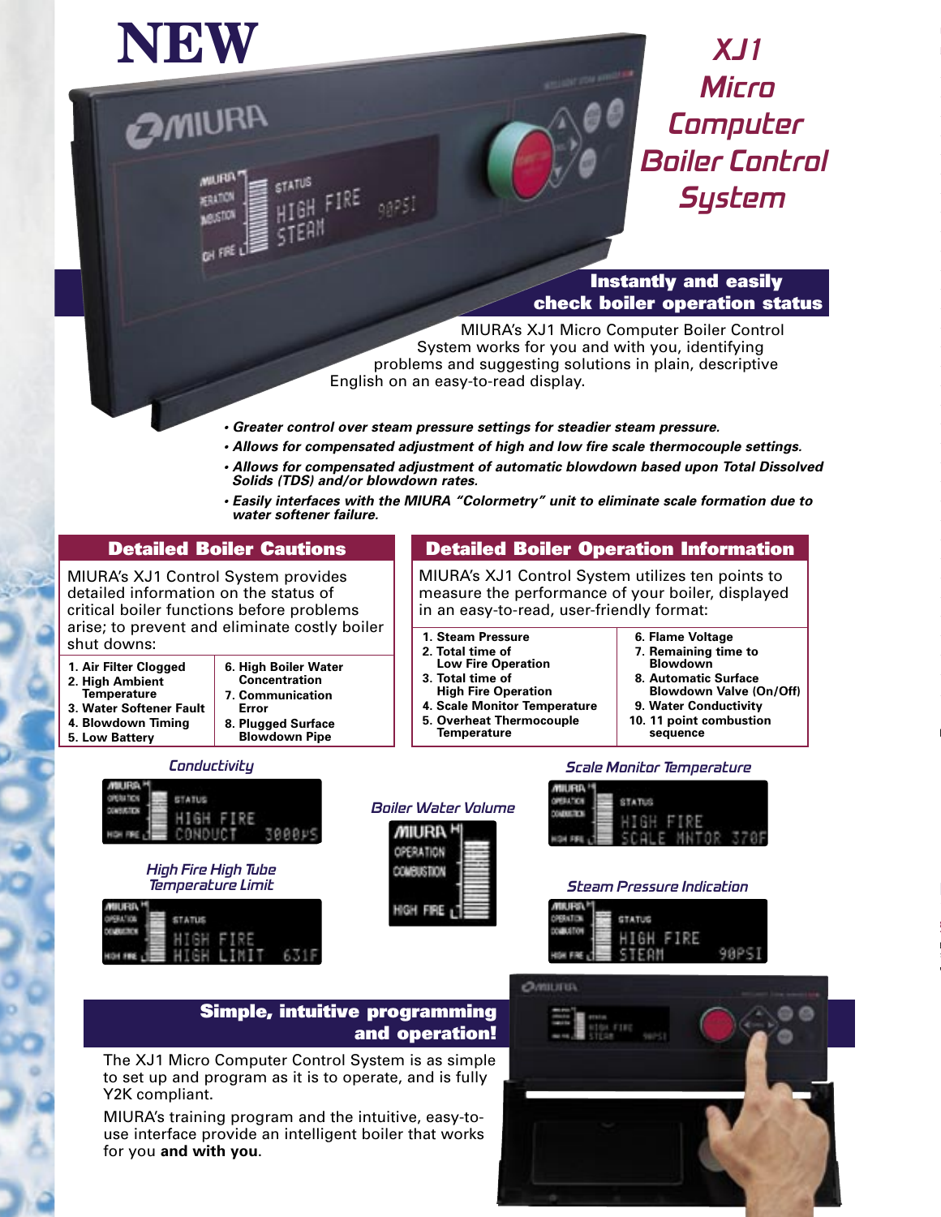# NEW

## XJ1 Micro Computer Boiler Control System

### Instantly and easily check boiler operation status

MIURA's XJ1 Micro Computer Boiler Control System works for you and with you, identifying problems and suggesting solutions in plain, descriptive English on an easy-to-read display.

- *Greater control over steam pressure settings for steadier steam pressure.*
- *Allows for compensated adjustment of high and low fire scale thermocouple settings.*
- *Allows for compensated adjustment of automatic blowdown based upon Total Dissolved Solids (TDS) and/or blowdown rates.*
- *Easily interfaces with the MIURA "Colormetry" unit to eliminate scale formation due to water softener failure.*

### Detailed Boiler Cautions

MIURA's XJ1 Control System provides detailed information on the status of critical boiler functions before problems arise; to prevent and eliminate costly boiler shut downs:

1. **Air Filter Clogged**
2. **High Ambient Temperature**
3. **Water Softener Fault**
4. **Blowdown Timing**
5. **Low Battery**
6. **High Boiler Water Concentration**
7. **Communication Error**
8. **Plugged Surface Blowdown Pipe**

### Detailed Boiler Operation Information

MIURA's XJ1 Control System utilizes ten points to measure the performance of your boiler, displayed in an easy-to-read, user-friendly format:

1. **Steam Pressure**
2. **Total time of Low Fire Operation**
3. **Total time of High Fire Operation**
4. **Scale Monitor Temperature**
5. **Overheat Thermocouple Temperature**
6. **Flame Voltage**
7. **Remaining time to Blowdown**
8. **Automatic Surface Blowdown Valve (On/Off)**
9. **Water Conductivity**
10. **11 point combustion sequence**

*Conductivity*

*High Fire High Tube Temperature Limit*

*Boiler Water Volume*

*Scale Monitor Temperature*

*Steam Pressure Indication*

### Simple, intuitive programming and operation!

The XJ1 Micro Computer Control System is as simple to set up and program as it is to operate, and is fully Y2K compliant.

MIURA's training program and the intuitive, easy-to-use interface provide an intelligent boiler that works for you **and with you**.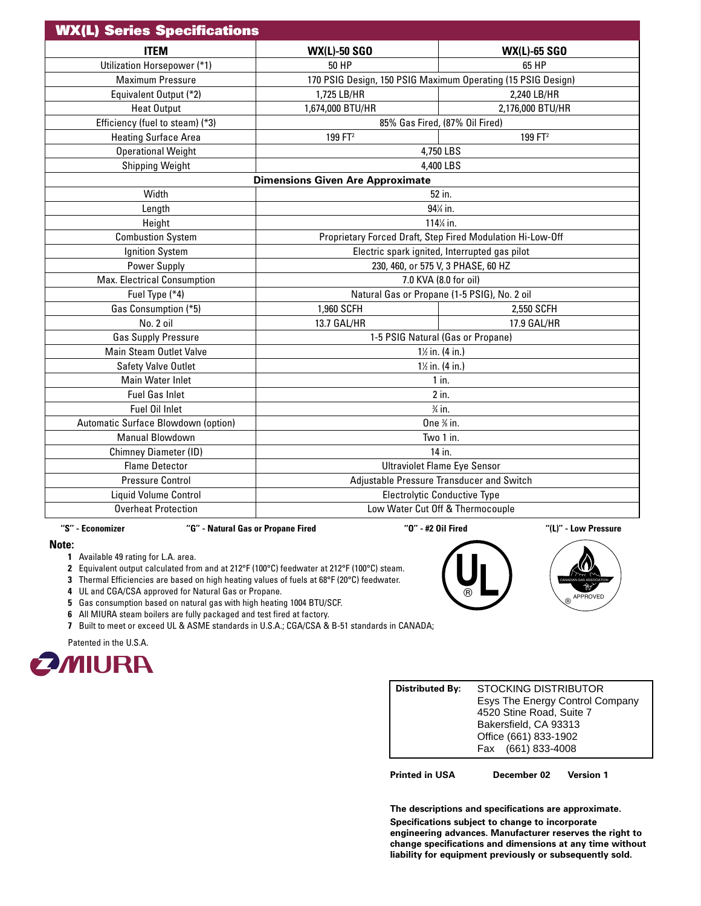## WX(L) Series Specifications

| ITEM | WX(L)-50 SGO | WX(L)-65 SGO |
|---|---|---|
| Utilization Horsepower (*1) | 50 HP | 65 HP |
| Maximum Pressure | 170 PSIG Design, 150 PSIG Maximum Operating (15 PSIG Design) | |
| Equivalent Output (*2) | 1,725 LB/HR | 2,240 LB/HR |
| Heat Output | 1,674,000 BTU/HR | 2,176,000 BTU/HR |
| Efficiency (fuel to steam) (*3) | 85% Gas Fired, (87% Oil Fired) | |
| Heating Surface Area | 199 $FT^2$ | 199 $FT^2$ |
| Operational Weight | 4,750 LBS | |
| Shipping Weight | 4,400 LBS | |
| **Dimensions Given Are Approximate** | | |
| Width | 52 in. | |
| Length | 94¼ in. | |
| Height | 114¼ in. | |
| Combustion System | Proprietary Forced Draft, Step Fired Modulation Hi-Low-Off | |
| Ignition System | Electric spark ignited, Interrupted gas pilot | |
| Power Supply | 230, 460, or 575 V, 3 PHASE, 60 HZ | |
| Max. Electrical Consumption | 7.0 KVA (8.0 for oil) | |
| Fuel Type (*4) | Natural Gas or Propane (1-5 PSIG), No. 2 oil | |
| Gas Consumption (*5) | 1,960 SCFH | 2,550 SCFH |
| No. 2 oil | 13.7 GAL/HR | 17.9 GAL/HR |
| Gas Supply Pressure | 1-5 PSIG Natural (Gas or Propane) | |
| Main Steam Outlet Valve | 1½ in. (4 in.) | |
| Safety Valve Outlet | 1½ in. (4 in.) | |
| Main Water Inlet | 1 in. | |
| Fuel Gas Inlet | 2 in. | |
| Fuel Oil Inlet | ¾ in. | |
| Automatic Surface Blowdown (option) | One ⅜ in. | |
| Manual Blowdown | Two 1 in. | |
| Chimney Diameter (ID) | 14 in. | |
| Flame Detector | Ultraviolet Flame Eye Sensor | |
| Pressure Control | Adjustable Pressure Transducer and Switch | |
| Liquid Volume Control | Electrolytic Conductive Type | |
| Overheat Protection | Low Water Cut Off & Thermocouple | |

**"S" - Economizer** **"G" - Natural Gas or Propane Fired** **"O" - #2 Oil Fired** **"(L)" - Low Pressure**

**Note:**

1. Available 49 rating for L.A. area.
2. Equivalent output calculated from and at 212°F (100°C) feedwater at 212°F (100°C) steam.
3. Thermal Efficiencies are based on high heating values of fuels at 68°F (20°C) feedwater.
4. UL and CGA/CSA approved for Natural Gas or Propane.
5. Gas consumption based on natural gas with high heating 1004 BTU/SCF.
6. All MIURA steam boilers are fully packaged and test fired at factory.
7. Built to meet or exceed UL & ASME standards in U.S.A.; CGA/CSA & B-51 standards in CANADA;

Patented in the U.S.A.

MIURA

| | |
|---|---|
| **Distributed By:** | STOCKING DISTRIBUTOR<br>Esys The Energy Control Company<br>4520 Stine Road, Suite 7<br>Bakersfield, CA 93313<br>Office (661) 833-1902<br>Fax (661) 833-4008 |

**Printed in USA** **December 02** **Version 1**

**The descriptions and specifications are approximate.**

**Specifications subject to change to incorporate engineering advances. Manufacturer reserves the right to change specifications and dimensions at any time without liability for equipment previously or subsequently sold.**